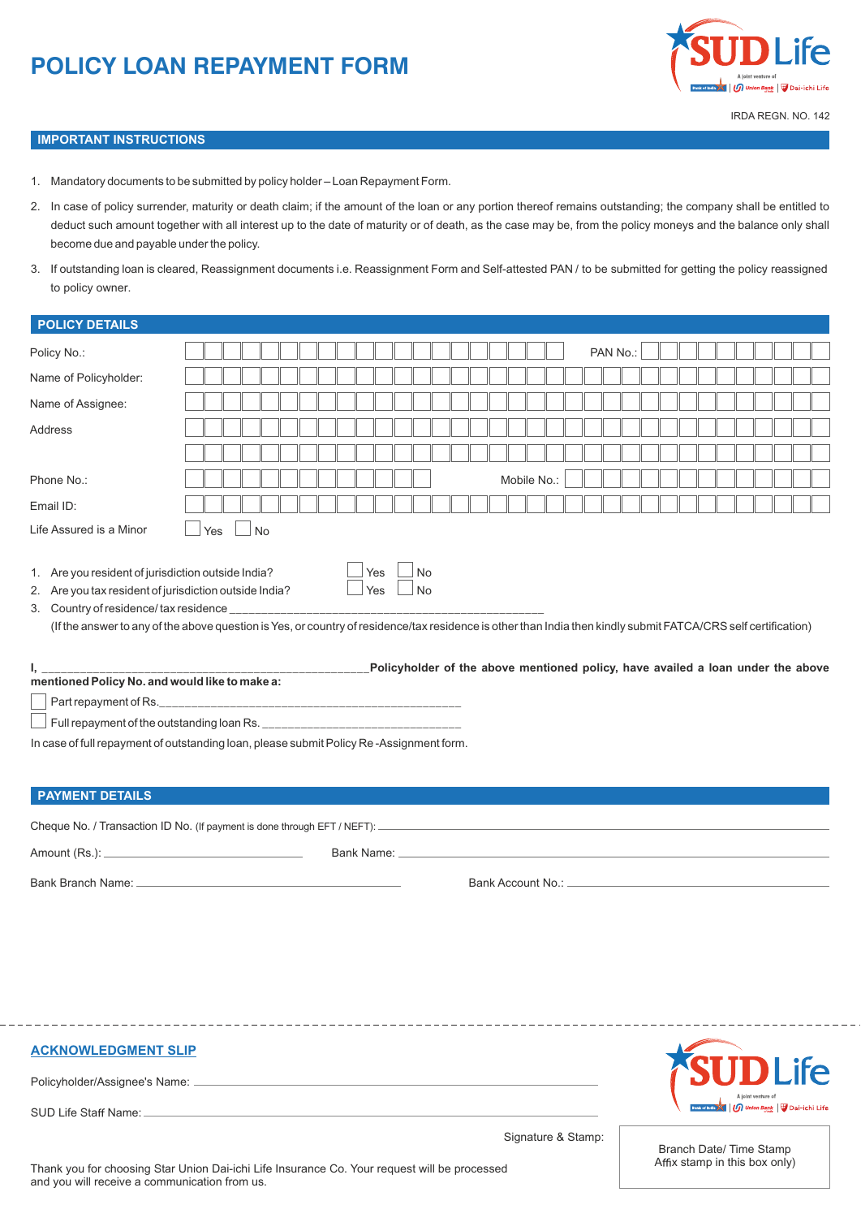# POLICY LOAN REPAYMENT FORM

SUD Life
A joint venture of Bank of India | Union Bank of India | Dai-ichi Life

IRDA REGN. NO. 142

## IMPORTANT INSTRUCTIONS

1. Mandatory documents to be submitted by policy holder – Loan Repayment Form.
2. In case of policy surrender, maturity or death claim; if the amount of the loan or any portion thereof remains outstanding; the company shall be entitled to deduct such amount together with all interest up to the date of maturity or of death, as the case may be, from the policy moneys and the balance only shall become due and payable under the policy.
3. If outstanding loan is cleared, Reassignment documents i.e. Reassignment Form and Self-attested PAN / to be submitted for getting the policy reassigned to policy owner.

## POLICY DETAILS

Policy No.: ____________________ PAN No.: ____________________

Name of Policyholder: ____________________

Name of Assignee: ____________________

Address ____________________

____________________

Phone No.: ____________________ Mobile No.: ____________________

Email ID: ____________________

Life Assured is a Minor ☐ Yes ☐ No

1. Are you resident of jurisdiction outside India? ☐ Yes ☐ No
2. Are you tax resident of jurisdiction outside India? ☐ Yes ☐ No
3. Country of residence/ tax residence ____________________

(If the answer to any of the above question is Yes, or country of residence/tax residence is other than India then kindly submit FATCA/CRS self certification)

**I, ____________________ Policyholder of the above mentioned policy, have availed a loan under the above mentioned Policy No. and would like to make a:**

☐ Part repayment of Rs.____________________

☐ Full repayment of the outstanding loan Rs. ____________________

In case of full repayment of outstanding loan, please submit Policy Re -Assignment form.

## PAYMENT DETAILS

Cheque No. / Transaction ID No. (If payment is done through EFT / NEFT): ____________________

Amount (Rs.): ____________________ Bank Name: ____________________

Bank Branch Name: ____________________ Bank Account No.: ____________________

---

## ACKNOWLEDGMENT SLIP

SUD Life
A joint venture of Bank of India | Union Bank of India | Dai-ichi Life

Policyholder/Assignee's Name: ____________________

SUD Life Staff Name: ____________________

Signature & Stamp:

Branch Date/ Time Stamp
Affix stamp in this box only)

Thank you for choosing Star Union Dai-ichi Life Insurance Co. Your request will be processed and you will receive a communication from us.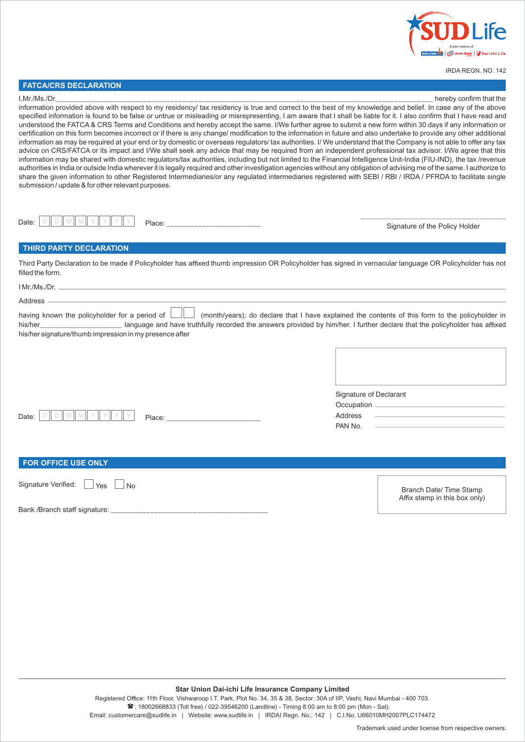IRDA REGN. NO. 142

## FATCA/CRS DECLARATION

I,Mr./Ms./Dr.______________________________________________________________________________ hereby confirm that the information provided above with respect to my residency/ tax residency is true and correct to the best of my knowledge and belief. In case any of the above specified information is found to be false or untrue or misleading or misrepresenting, I am aware that I shall be liable for it. I also confirm that I have read and understood the FATCA & CRS Terms and Conditions and hereby accept the same. I/We further agree to submit a new form within 30 days if any information or certification on this form becomes incorrect or if there is any change/ modification to the information in future and also undertake to provide any other additional information as may be required at your end or by domestic or overseas regulators/ tax authorities. I/ We understand that the Company is not able to offer any tax advice on CRS/FATCA or its impact and I/We shall seek any advice that may be required from an independent professional tax advisor. I/We agree that this information may be shared with domestic regulators/tax authorities, including but not limited to the Financial Intelligence Unit-India (FIU-IND), the tax /revenue authorities in India or outside India wherever it is legally required and other investigation agencies without any obligation of advising me of the same. I authorize to share the given information to other Registered Intermediaries/or any regulated intermediaries registered with SEBI / RBI / IRDA / PFRDA to facilitate single submission / update & for other relevant purposes.

Date: D D M M Y Y Y Y Place: ______________________

Signature of the Policy Holder

## THIRD PARTY DECLARATION

Third Party Declaration to be made if Policyholder has affixed thumb impression OR Policyholder has signed in vernacular language OR Policyholder has not filled the form.

I Mr./Ms./Dr. ____________________________________________

Address ____________________________________________

having known the policyholder for a period of ☐☐ (month/years); do declare that I have explained the contents of this form to the policyholder in his/her___________________ language and have truthfully recorded the answers provided by him/her. I further declare that the policyholder has affixed his/her signature/thumb impression in my presence after

Signature of Declarant

Occupation ____________________

Address ____________________

PAN No. ____________________

Date: D D M M Y Y Y Y Place: ______________________

## FOR OFFICE USE ONLY

Signature Verified: ☐ Yes ☐ No

Bank /Branch staff signature: ____________________________________

Branch Date/ Time Stamp
Affix stamp in this box only)

**Star Union Dai-ichi Life Insurance Company Limited**

Registered Office: 11th Floor, Vishwaroop I.T. Park, Plot No. 34, 35 & 38, Sector: 30A of IIP, Vashi, Navi Mumbai - 400 703.
☎: 18002668833 (Toll free) / 022-39546200 (Landline) - Timing 8:00 am to 8:00 pm (Mon - Sat).
Email: customercare@sudlife.in | Website: www.sudlife.in | IRDAI Regn. No.: 142 | C.I.No. U66010MH2007PLC174472

Trademark used under license from respective owners.